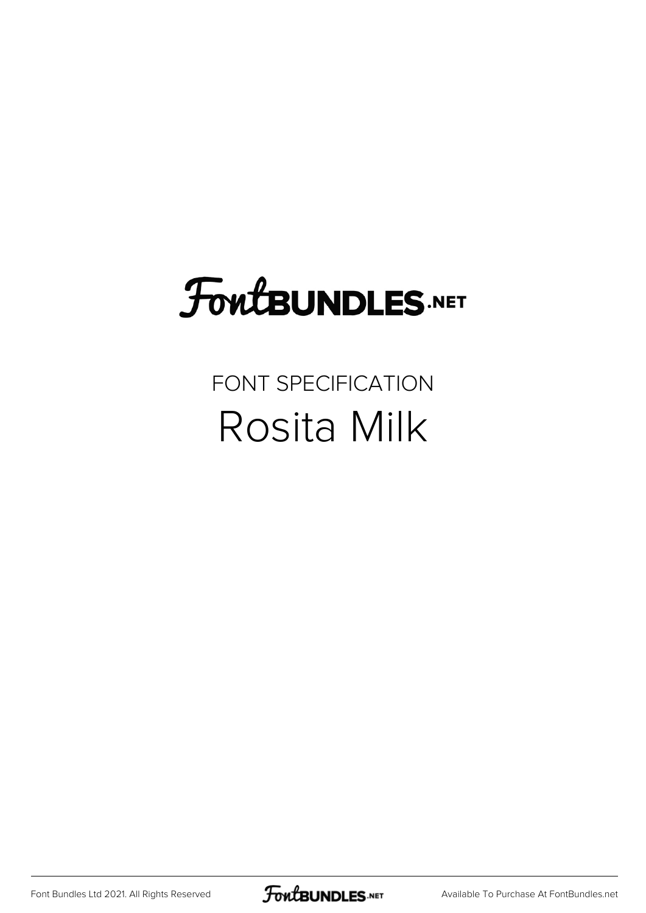# FontBUNDLES.NET

FONT SPECIFICATION

## Rosita Milk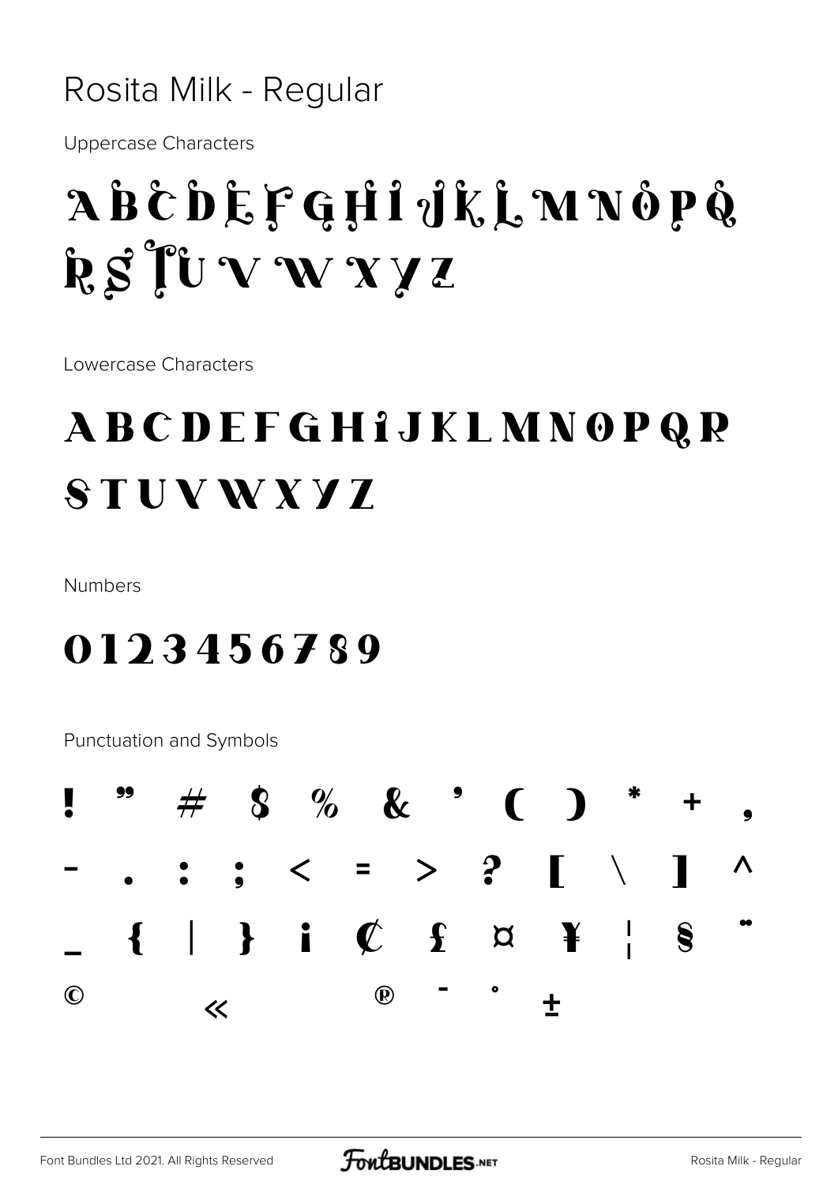# Rosita Milk - Regular

Uppercase Characters

## A B C D E F G H I J K L M N O P Q R S T U V W X Y Z

Lowercase Characters

## A B C D E F G H I J K L M N O P Q R S T U V W X Y Z

Numbers

## 0 1 2 3 4 5 6 7 8 9

Punctuation and Symbols

## ! " # $ % & ' ( ) * + , - . : ; < = > ? [ \ ] ^ _ { | } ¡ ¢ £ ¤ ¥ ¦ § ¨ © « ® ¯ ° ±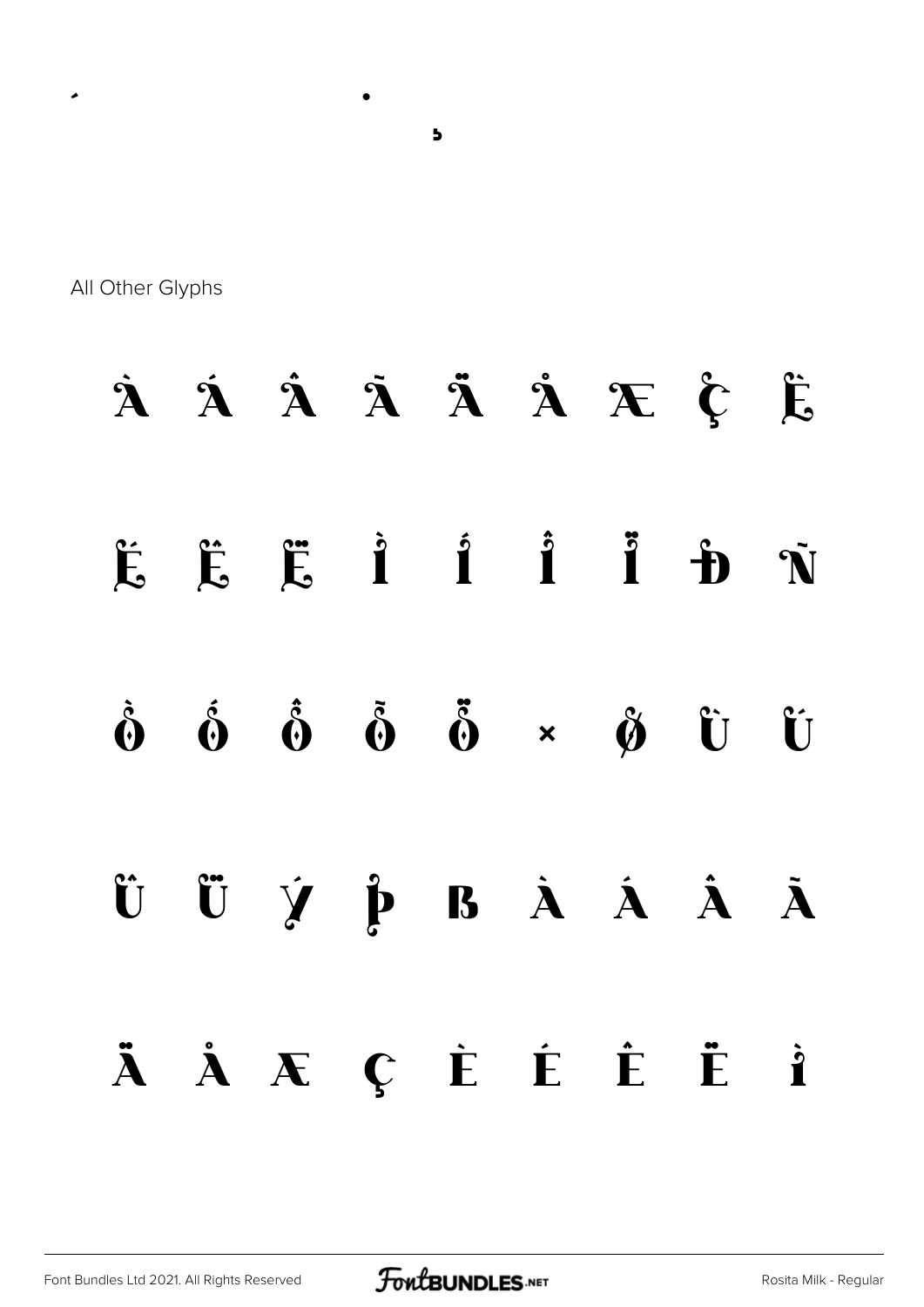´ · ¸

All Other Glyphs

À Á Â Ã Ä Å Æ Ç È

É Ê Ë Ì Í Î Ï Ð Ñ

Ò Ó Ô Õ Ö × Ø Ù Ú

Û Ü Ý Þ ß à á â ã

ä å æ ç è é ê ë ì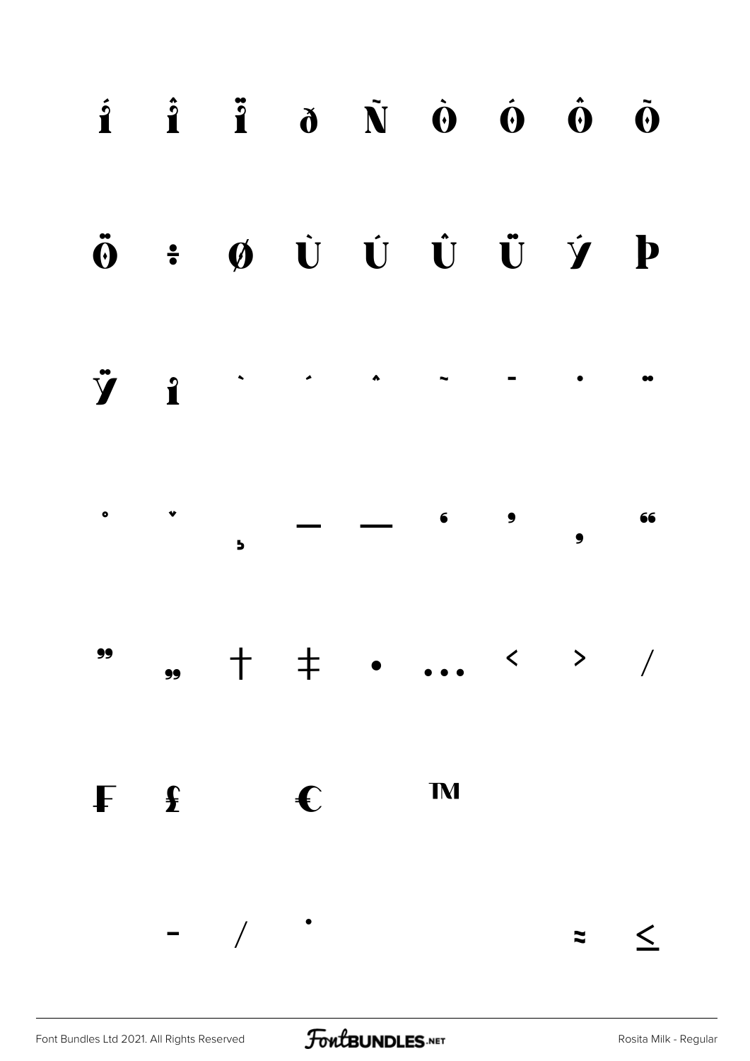í î ï ð Ñ Ò Ó Ô Õ

Ö ÷ ø Ù Ú Û Ü Ý Þ

ÿ ı ˋ ˊ ˆ ˜ ˉ ˙ ¨

˚ ˇ ¸ – — ‘ ’ ‚ “

” „ † ‡ • … ‹ › ⁄

₣ ₤ € ™

‐ ∕ · ≈ ≤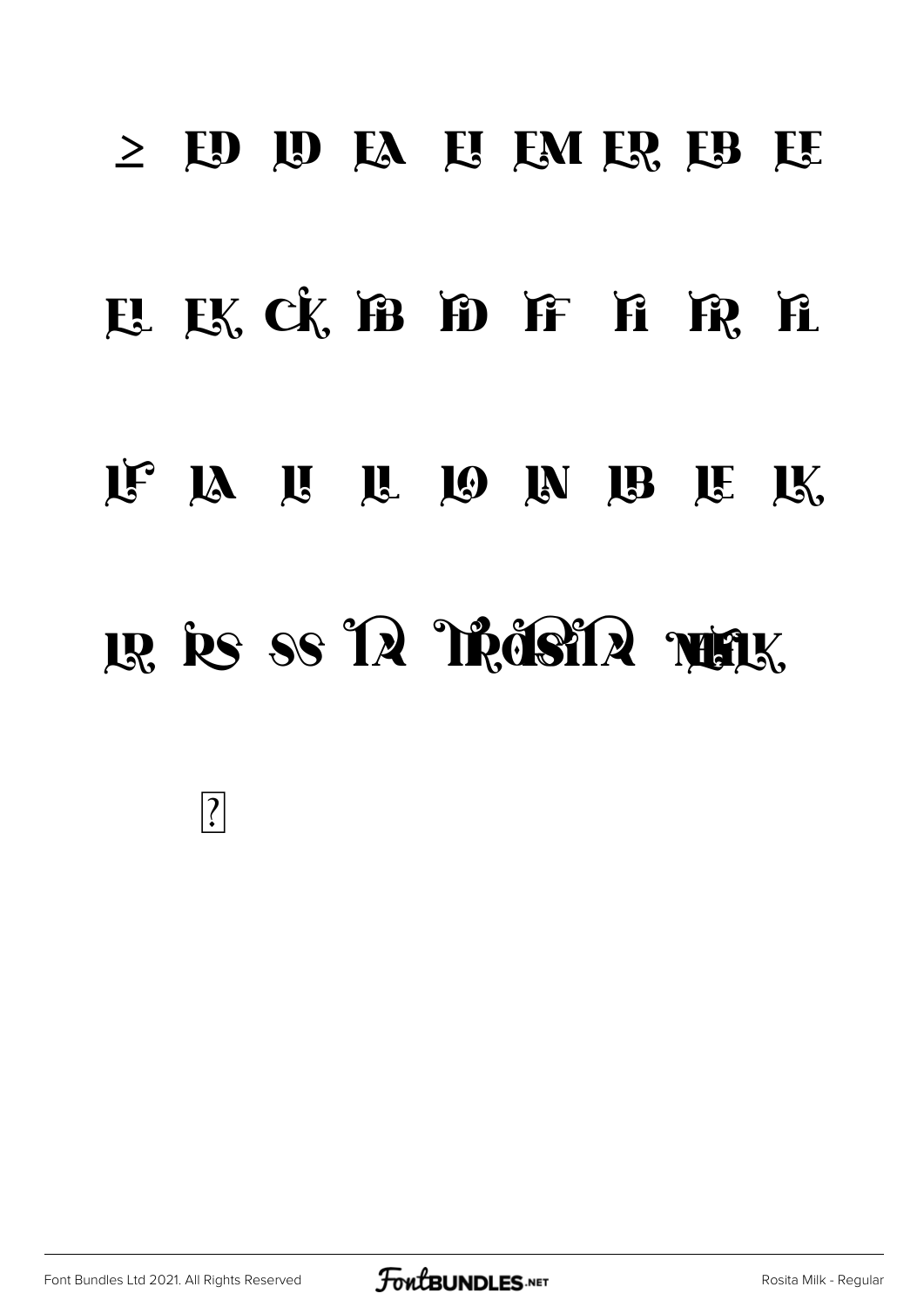≥ ED ID EA EI EM ER EB EE

EL EK CK FB FD FF Fi FR FL

LF LA LI LL LO LN LB LE LK

LR RS SS TA TRdSTA NEILK

?